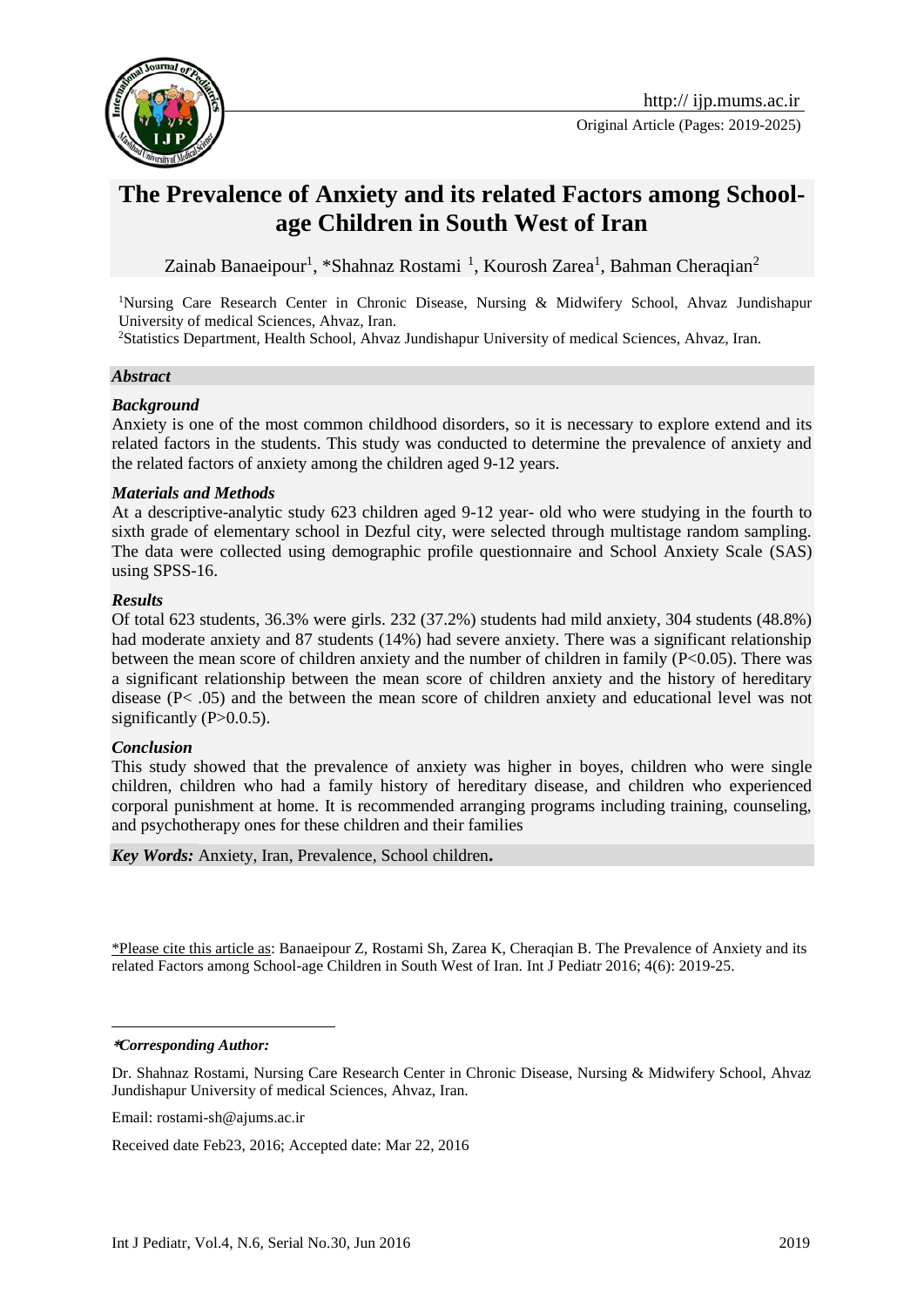Original Article (Pages: 2019-2025)

# The Prevalence of Anxiety and its related Factors among School-age Children in South West of Iran

Zainab Banaeipour[1], *Shahnaz Rostami [1], Kourosh Zarea[1], Bahman Cheraqian[2]

[1]Nursing Care Research Center in Chronic Disease, Nursing & Midwifery School, Ahvaz Jundishapur University of medical Sciences, Ahvaz, Iran.
[2]Statistics Department, Health School, Ahvaz Jundishapur University of medical Sciences, Ahvaz, Iran.

***Abstract***

***Background***

Anxiety is one of the most common childhood disorders, so it is necessary to explore extend and its related factors in the students. This study was conducted to determine the prevalence of anxiety and the related factors of anxiety among the children aged 9-12 years.

***Materials and Methods***

At a descriptive-analytic study 623 children aged 9-12 year- old who were studying in the fourth to sixth grade of elementary school in Dezful city, were selected through multistage random sampling. The data were collected using demographic profile questionnaire and School Anxiety Scale (SAS) using SPSS-16.

***Results***

Of total 623 students, 36.3% were girls. 232 (37.2%) students had mild anxiety, 304 students (48.8%) had moderate anxiety and 87 students (14%) had severe anxiety. There was a significant relationship between the mean score of children anxiety and the number of children in family ($P<0.05$). There was a significant relationship between the mean score of children anxiety and the history of hereditary disease ($P< .05$) and the between the mean score of children anxiety and educational level was not significantly ($P>0.0.5$).

***Conclusion***

This study showed that the prevalence of anxiety was higher in boyes, children who were single children, children who had a family history of hereditary disease, and children who experienced corporal punishment at home. It is recommended arranging programs including training, counseling, and psychotherapy ones for these children and their families

***Key Words:*** Anxiety, Iran, Prevalence, School children**.**

*Please cite this article as: Banaeipour Z, Rostami Sh, Zarea K, Cheraqian B. The Prevalence of Anxiety and its related Factors among School-age Children in South West of Iran. Int J Pediatr 2016; 4(6): 2019-25.

***Corresponding Author:***

Dr. Shahnaz Rostami, Nursing Care Research Center in Chronic Disease, Nursing & Midwifery School, Ahvaz Jundishapur University of medical Sciences, Ahvaz, Iran.

Email: rostami-sh@ajums.ac.ir

Received date Feb23, 2016; Accepted date: Mar 22, 2016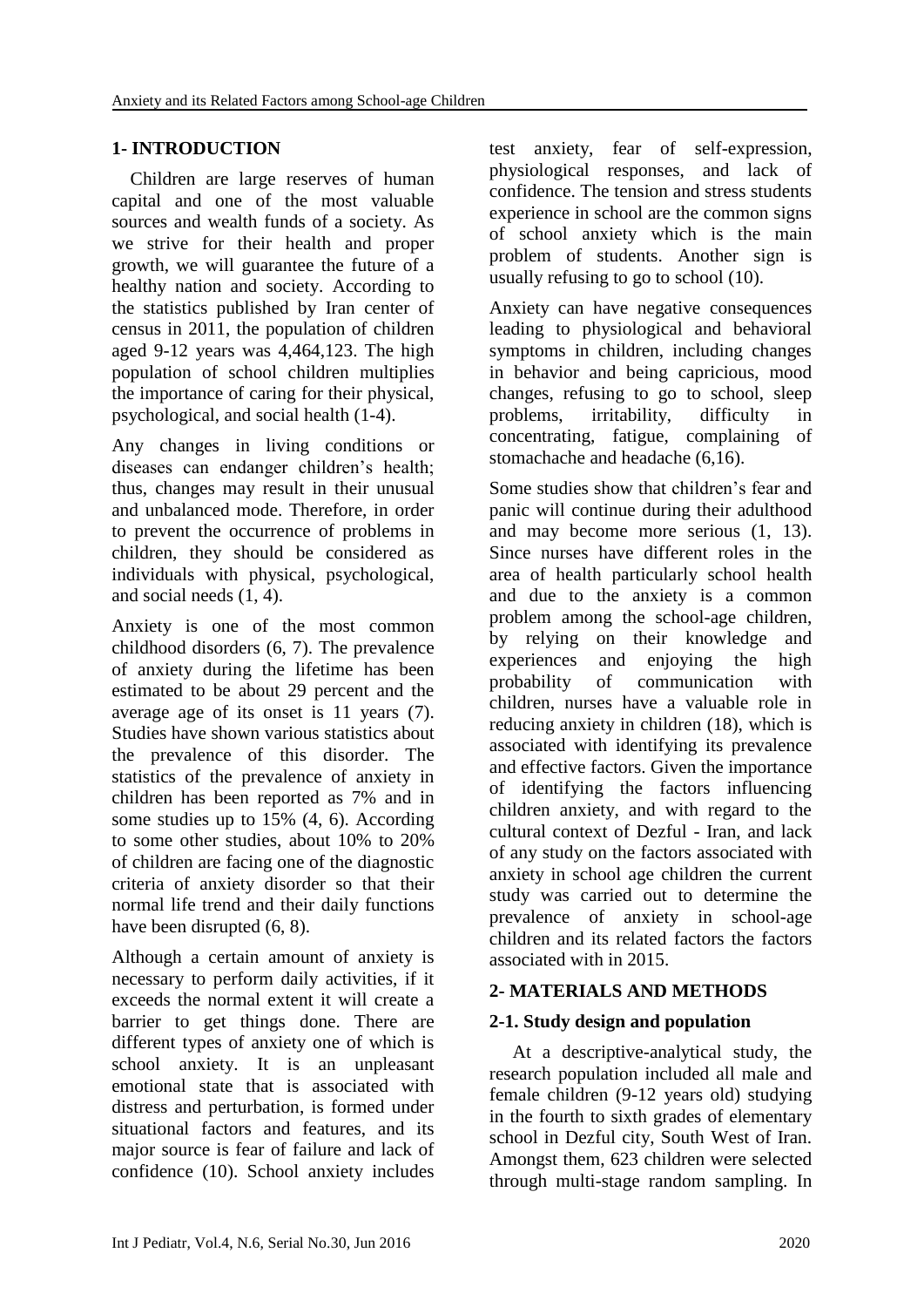## 1- INTRODUCTION

Children are large reserves of human capital and one of the most valuable sources and wealth funds of a society. As we strive for their health and proper growth, we will guarantee the future of a healthy nation and society. According to the statistics published by Iran center of census in 2011, the population of children aged 9-12 years was 4,464,123. The high population of school children multiplies the importance of caring for their physical, psychological, and social health (1-4).

Any changes in living conditions or diseases can endanger children's health; thus, changes may result in their unusual and unbalanced mode. Therefore, in order to prevent the occurrence of problems in children, they should be considered as individuals with physical, psychological, and social needs (1, 4).

Anxiety is one of the most common childhood disorders (6, 7). The prevalence of anxiety during the lifetime has been estimated to be about 29 percent and the average age of its onset is 11 years (7). Studies have shown various statistics about the prevalence of this disorder. The statistics of the prevalence of anxiety in children has been reported as 7% and in some studies up to 15% (4, 6). According to some other studies, about 10% to 20% of children are facing one of the diagnostic criteria of anxiety disorder so that their normal life trend and their daily functions have been disrupted (6, 8).

Although a certain amount of anxiety is necessary to perform daily activities, if it exceeds the normal extent it will create a barrier to get things done. There are different types of anxiety one of which is school anxiety. It is an unpleasant emotional state that is associated with distress and perturbation, is formed under situational factors and features, and its major source is fear of failure and lack of confidence (10). School anxiety includes test anxiety, fear of self-expression, physiological responses, and lack of confidence. The tension and stress students experience in school are the common signs of school anxiety which is the main problem of students. Another sign is usually refusing to go to school (10).

Anxiety can have negative consequences leading to physiological and behavioral symptoms in children, including changes in behavior and being capricious, mood changes, refusing to go to school, sleep problems, irritability, difficulty in concentrating, fatigue, complaining of stomachache and headache (6,16).

Some studies show that children's fear and panic will continue during their adulthood and may become more serious (1, 13). Since nurses have different roles in the area of health particularly school health and due to the anxiety is a common problem among the school-age children, by relying on their knowledge and experiences and enjoying the high probability of communication with children, nurses have a valuable role in reducing anxiety in children (18), which is associated with identifying its prevalence and effective factors. Given the importance of identifying the factors influencing children anxiety, and with regard to the cultural context of Dezful - Iran, and lack of any study on the factors associated with anxiety in school age children the current study was carried out to determine the prevalence of anxiety in school-age children and its related factors the factors associated with in 2015.

## 2- MATERIALS AND METHODS

### 2-1. Study design and population

At a descriptive-analytical study, the research population included all male and female children (9-12 years old) studying in the fourth to sixth grades of elementary school in Dezful city, South West of Iran. Amongst them, 623 children were selected through multi-stage random sampling. In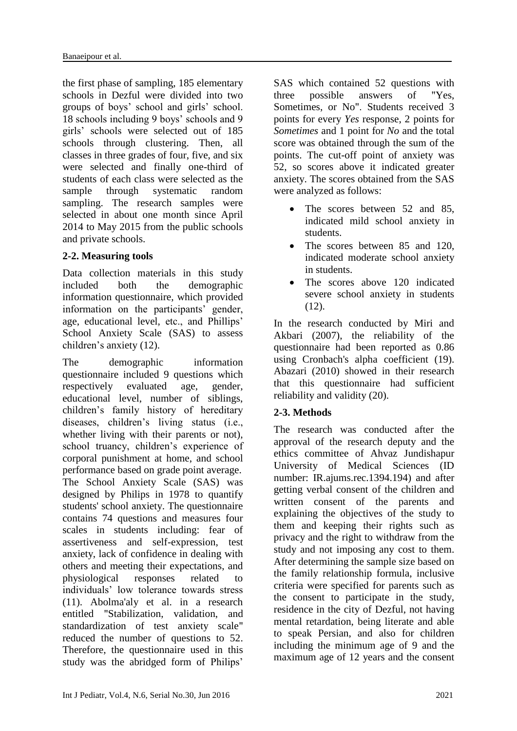the first phase of sampling, 185 elementary schools in Dezful were divided into two groups of boys' school and girls' school. 18 schools including 9 boys' schools and 9 girls' schools were selected out of 185 schools through clustering. Then, all classes in three grades of four, five, and six were selected and finally one-third of students of each class were selected as the sample through systematic random sampling. The research samples were selected in about one month since April 2014 to May 2015 from the public schools and private schools.

## 2-2. Measuring tools

Data collection materials in this study included both the demographic information questionnaire, which provided information on the participants' gender, age, educational level, etc., and Phillips' School Anxiety Scale (SAS) to assess children's anxiety (12).

The demographic information questionnaire included 9 questions which respectively evaluated age, gender, educational level, number of siblings, children's family history of hereditary diseases, children's living status (i.e., whether living with their parents or not), school truancy, children's experience of corporal punishment at home, and school performance based on grade point average. The School Anxiety Scale (SAS) was designed by Philips in 1978 to quantify students' school anxiety. The questionnaire contains 74 questions and measures four scales in students including: fear of assertiveness and self-expression, test anxiety, lack of confidence in dealing with others and meeting their expectations, and physiological responses related to individuals' low tolerance towards stress (11). Abolma'aly et al. in a research entitled "Stabilization, validation, and standardization of test anxiety scale" reduced the number of questions to 52. Therefore, the questionnaire used in this study was the abridged form of Philips' SAS which contained 52 questions with three possible answers of "Yes, Sometimes, or No". Students received 3 points for every *Yes* response, 2 points for *Sometimes* and 1 point for *No* and the total score was obtained through the sum of the points. The cut-off point of anxiety was 52, so scores above it indicated greater anxiety. The scores obtained from the SAS were analyzed as follows:

- The scores between 52 and 85, indicated mild school anxiety in students.
- The scores between 85 and 120, indicated moderate school anxiety in students.
- The scores above 120 indicated severe school anxiety in students (12).

In the research conducted by Miri and Akbari (2007), the reliability of the questionnaire had been reported as 0.86 using Cronbach's alpha coefficient (19). Abazari (2010) showed in their research that this questionnaire had sufficient reliability and validity (20).

## 2-3. Methods

The research was conducted after the approval of the research deputy and the ethics committee of Ahvaz Jundishapur University of Medical Sciences (ID number: IR.ajums.rec.1394.194) and after getting verbal consent of the children and written consent of the parents and explaining the objectives of the study to them and keeping their rights such as privacy and the right to withdraw from the study and not imposing any cost to them. After determining the sample size based on the family relationship formula, inclusive criteria were specified for parents such as the consent to participate in the study, residence in the city of Dezful, not having mental retardation, being literate and able to speak Persian, and also for children including the minimum age of 9 and the maximum age of 12 years and the consent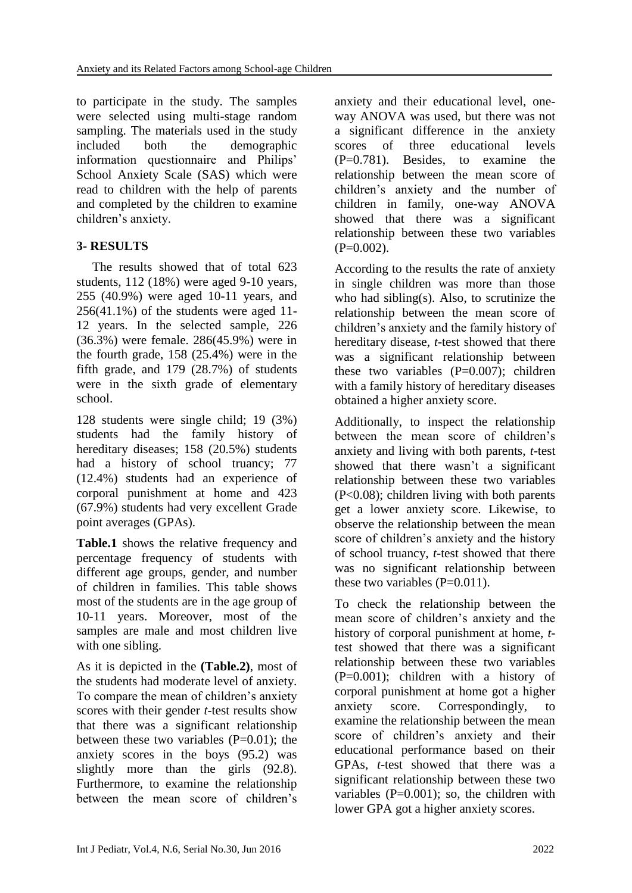to participate in the study. The samples were selected using multi-stage random sampling. The materials used in the study included both the demographic information questionnaire and Philips' School Anxiety Scale (SAS) which were read to children with the help of parents and completed by the children to examine children's anxiety.

## 3- RESULTS

The results showed that of total 623 students, 112 (18%) were aged 9-10 years, 255 (40.9%) were aged 10-11 years, and 256(41.1%) of the students were aged 11-12 years. In the selected sample, 226 (36.3%) were female. 286(45.9%) were in the fourth grade, 158 (25.4%) were in the fifth grade, and 179 (28.7%) of students were in the sixth grade of elementary school.

128 students were single child; 19 (3%) students had the family history of hereditary diseases; 158 (20.5%) students had a history of school truancy; 77 (12.4%) students had an experience of corporal punishment at home and 423 (67.9%) students had very excellent Grade point averages (GPAs).

**Table.1** shows the relative frequency and percentage frequency of students with different age groups, gender, and number of children in families. This table shows most of the students are in the age group of 10-11 years. Moreover, most of the samples are male and most children live with one sibling.

As it is depicted in the **(Table.2)**, most of the students had moderate level of anxiety. To compare the mean of children's anxiety scores with their gender *t*-test results show that there was a significant relationship between these two variables (P=0.01); the anxiety scores in the boys (95.2) was slightly more than the girls (92.8). Furthermore, to examine the relationship between the mean score of children's anxiety and their educational level, one-way ANOVA was used, but there was not a significant difference in the anxiety scores of three educational levels (P=0.781). Besides, to examine the relationship between the mean score of children's anxiety and the number of children in family, one-way ANOVA showed that there was a significant relationship between these two variables (P=0.002).

According to the results the rate of anxiety in single children was more than those who had sibling(s). Also, to scrutinize the relationship between the mean score of children's anxiety and the family history of hereditary disease, *t*-test showed that there was a significant relationship between these two variables (P=0.007); children with a family history of hereditary diseases obtained a higher anxiety score.

Additionally, to inspect the relationship between the mean score of children's anxiety and living with both parents, *t*-test showed that there wasn't a significant relationship between these two variables (P<0.08); children living with both parents get a lower anxiety score. Likewise, to observe the relationship between the mean score of children's anxiety and the history of school truancy, *t*-test showed that there was no significant relationship between these two variables (P=0.011).

To check the relationship between the mean score of children's anxiety and the history of corporal punishment at home, *t*-test showed that there was a significant relationship between these two variables (P=0.001); children with a history of corporal punishment at home got a higher anxiety score. Correspondingly, to examine the relationship between the mean score of children's anxiety and their educational performance based on their GPAs, *t*-test showed that there was a significant relationship between these two variables (P=0.001); so, the children with lower GPA got a higher anxiety scores.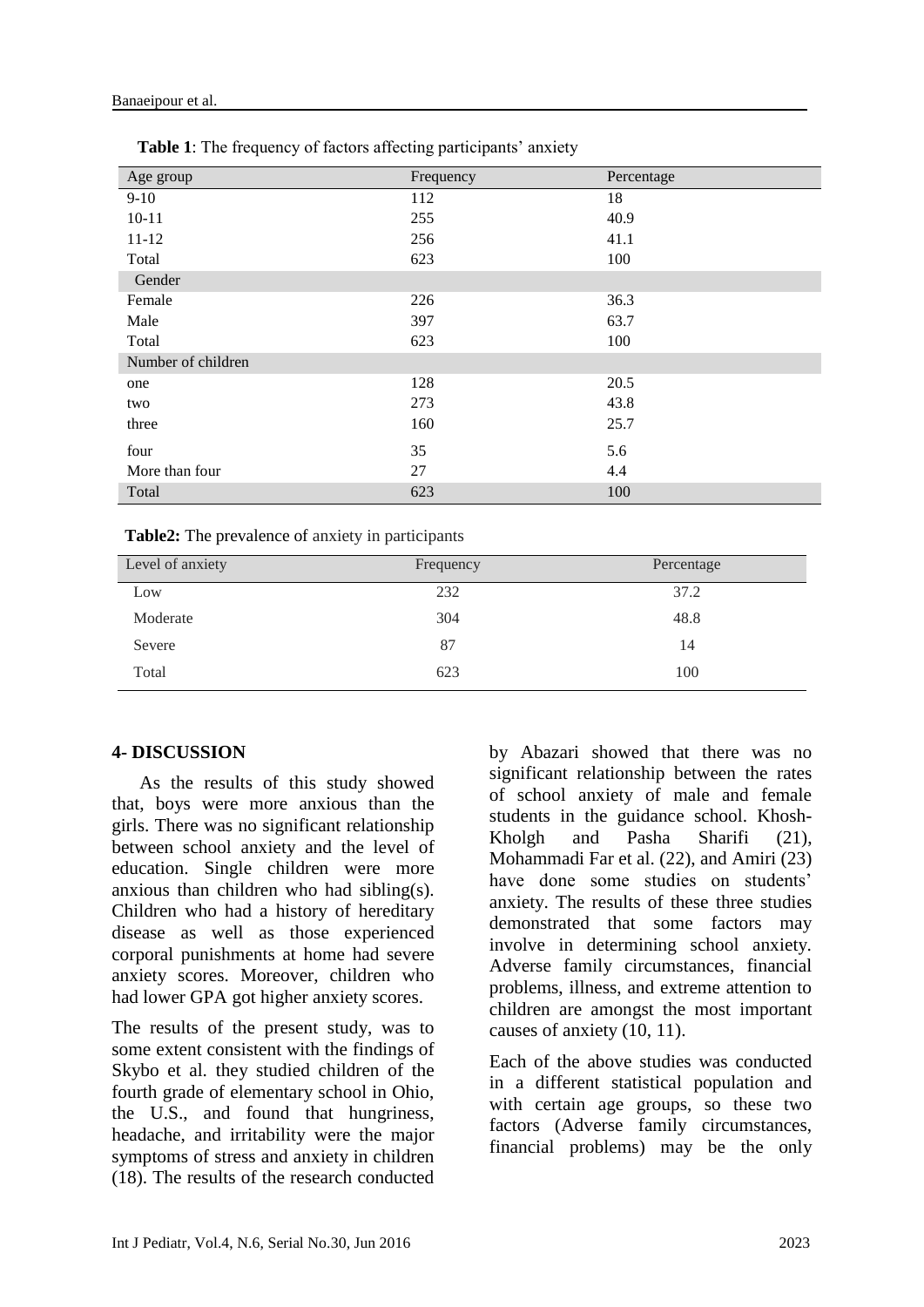**Table 1**: The frequency of factors affecting participants' anxiety

| Age group | Frequency | Percentage |
|---|---|---|
| 9-10 | 112 | 18 |
| 10-11 | 255 | 40.9 |
| 11-12 | 256 | 41.1 |
| Total | 623 | 100 |
| Gender | | |
| Female | 226 | 36.3 |
| Male | 397 | 63.7 |
| Total | 623 | 100 |
| Number of children | | |
| one | 128 | 20.5 |
| two | 273 | 43.8 |
| three | 160 | 25.7 |
| four | 35 | 5.6 |
| More than four | 27 | 4.4 |
| Total | 623 | 100 |

**Table2:** The prevalence of anxiety in participants

| Level of anxiety | Frequency | Percentage |
|---|---|---|
| Low | 232 | 37.2 |
| Moderate | 304 | 48.8 |
| Severe | 87 | 14 |
| Total | 623 | 100 |

## 4- DISCUSSION

As the results of this study showed that, boys were more anxious than the girls. There was no significant relationship between school anxiety and the level of education. Single children were more anxious than children who had sibling(s). Children who had a history of hereditary disease as well as those experienced corporal punishments at home had severe anxiety scores. Moreover, children who had lower GPA got higher anxiety scores.

The results of the present study, was to some extent consistent with the findings of Skybo et al. they studied children of the fourth grade of elementary school in Ohio, the U.S., and found that hungriness, headache, and irritability were the major symptoms of stress and anxiety in children (18). The results of the research conducted by Abazari showed that there was no significant relationship between the rates of school anxiety of male and female students in the guidance school. Khosh-Kholgh and Pasha Sharifi (21), Mohammadi Far et al. (22), and Amiri (23) have done some studies on students' anxiety. The results of these three studies demonstrated that some factors may involve in determining school anxiety. Adverse family circumstances, financial problems, illness, and extreme attention to children are amongst the most important causes of anxiety (10, 11).

Each of the above studies was conducted in a different statistical population and with certain age groups, so these two factors (Adverse family circumstances, financial problems) may be the only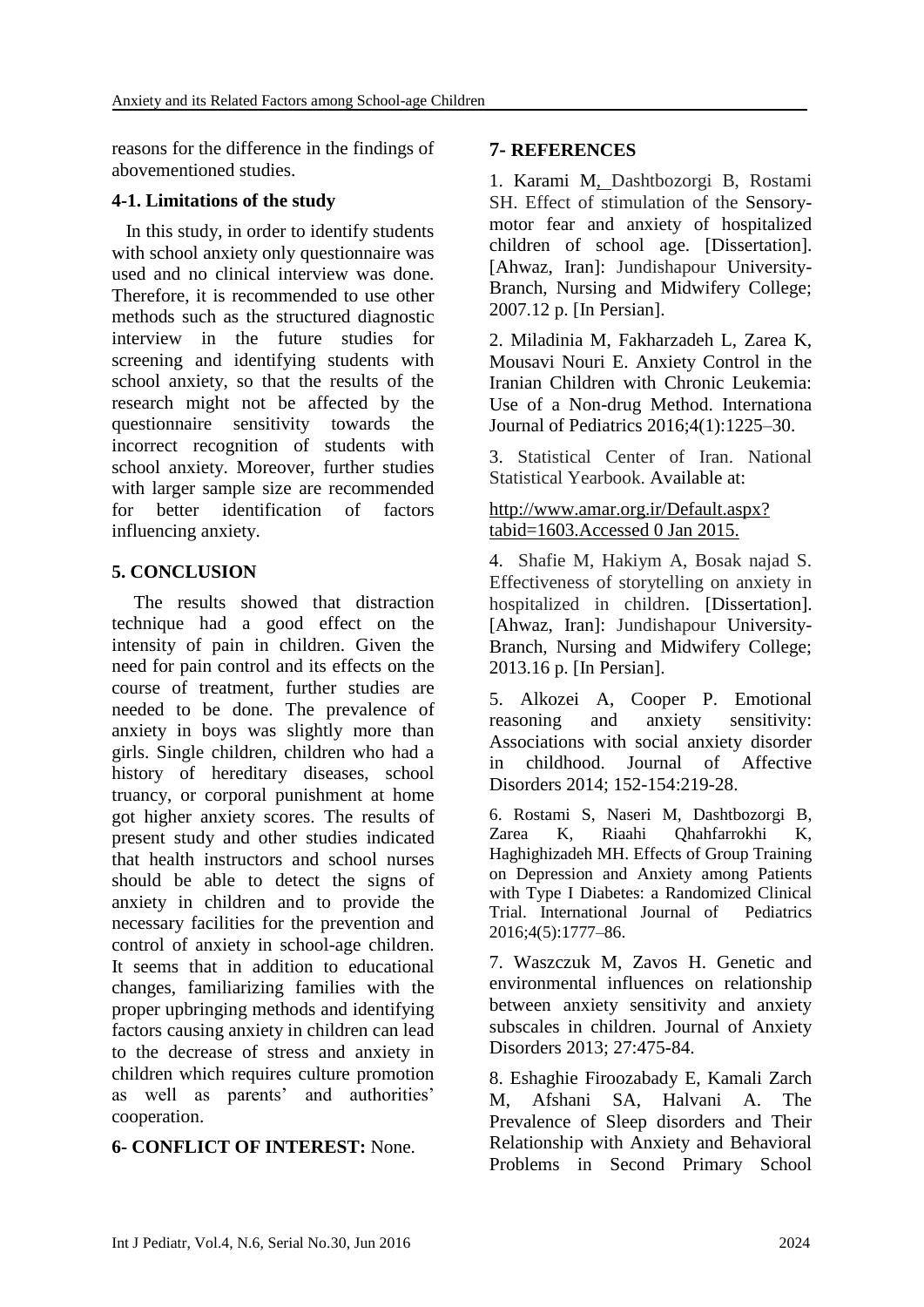reasons for the difference in the findings of abovementioned studies.

### 4-1. Limitations of the study

In this study, in order to identify students with school anxiety only questionnaire was used and no clinical interview was done. Therefore, it is recommended to use other methods such as the structured diagnostic interview in the future studies for screening and identifying students with school anxiety, so that the results of the research might not be affected by the questionnaire sensitivity towards the incorrect recognition of students with school anxiety. Moreover, further studies with larger sample size are recommended for better identification of factors influencing anxiety.

## 5. CONCLUSION

The results showed that distraction technique had a good effect on the intensity of pain in children. Given the need for pain control and its effects on the course of treatment, further studies are needed to be done. The prevalence of anxiety in boys was slightly more than girls. Single children, children who had a history of hereditary diseases, school truancy, or corporal punishment at home got higher anxiety scores. The results of present study and other studies indicated that health instructors and school nurses should be able to detect the signs of anxiety in children and to provide the necessary facilities for the prevention and control of anxiety in school-age children. It seems that in addition to educational changes, familiarizing families with the proper upbringing methods and identifying factors causing anxiety in children can lead to the decrease of stress and anxiety in children which requires culture promotion as well as parents' and authorities' cooperation.

## 6- CONFLICT OF INTEREST: None.

## 7- REFERENCES

1. Karami M, Dashtbozorgi B, Rostami SH. Effect of stimulation of the Sensory-motor fear and anxiety of hospitalized children of school age. [Dissertation]. [Ahwaz, Iran]: Jundishapour University-Branch, Nursing and Midwifery College; 2007.12 p. [In Persian].

2. Miladinia M, Fakharzadeh L, Zarea K, Mousavi Nouri E. Anxiety Control in the Iranian Children with Chronic Leukemia: Use of a Non-drug Method. Internationa Journal of Pediatrics 2016;4(1):1225–30.

3. Statistical Center of Iran. National Statistical Yearbook. Available at: http://www.amar.org.ir/Default.aspx?tabid=1603.Accessed 0 Jan 2015.

4. Shafie M, Hakiym A, Bosak najad S. Effectiveness of storytelling on anxiety in hospitalized in children. [Dissertation]. [Ahwaz, Iran]: Jundishapour University-Branch, Nursing and Midwifery College; 2013.16 p. [In Persian].

5. Alkozei A, Cooper P. Emotional reasoning and anxiety sensitivity: Associations with social anxiety disorder in childhood. Journal of Affective Disorders 2014; 152-154:219-28.

6. Rostami S, Naseri M, Dashtbozorgi B, Zarea K, Riaahi Qhahfarrokhi K, Haghighizadeh MH. Effects of Group Training on Depression and Anxiety among Patients with Type I Diabetes: a Randomized Clinical Trial. International Journal of Pediatrics 2016;4(5):1777–86.

7. Waszczuk M, Zavos H. Genetic and environmental influences on relationship between anxiety sensitivity and anxiety subscales in children. Journal of Anxiety Disorders 2013; 27:475-84.

8. Eshaghie Firoozabady E, Kamali Zarch M, Afshani SA, Halvani A. The Prevalence of Sleep disorders and Their Relationship with Anxiety and Behavioral Problems in Second Primary School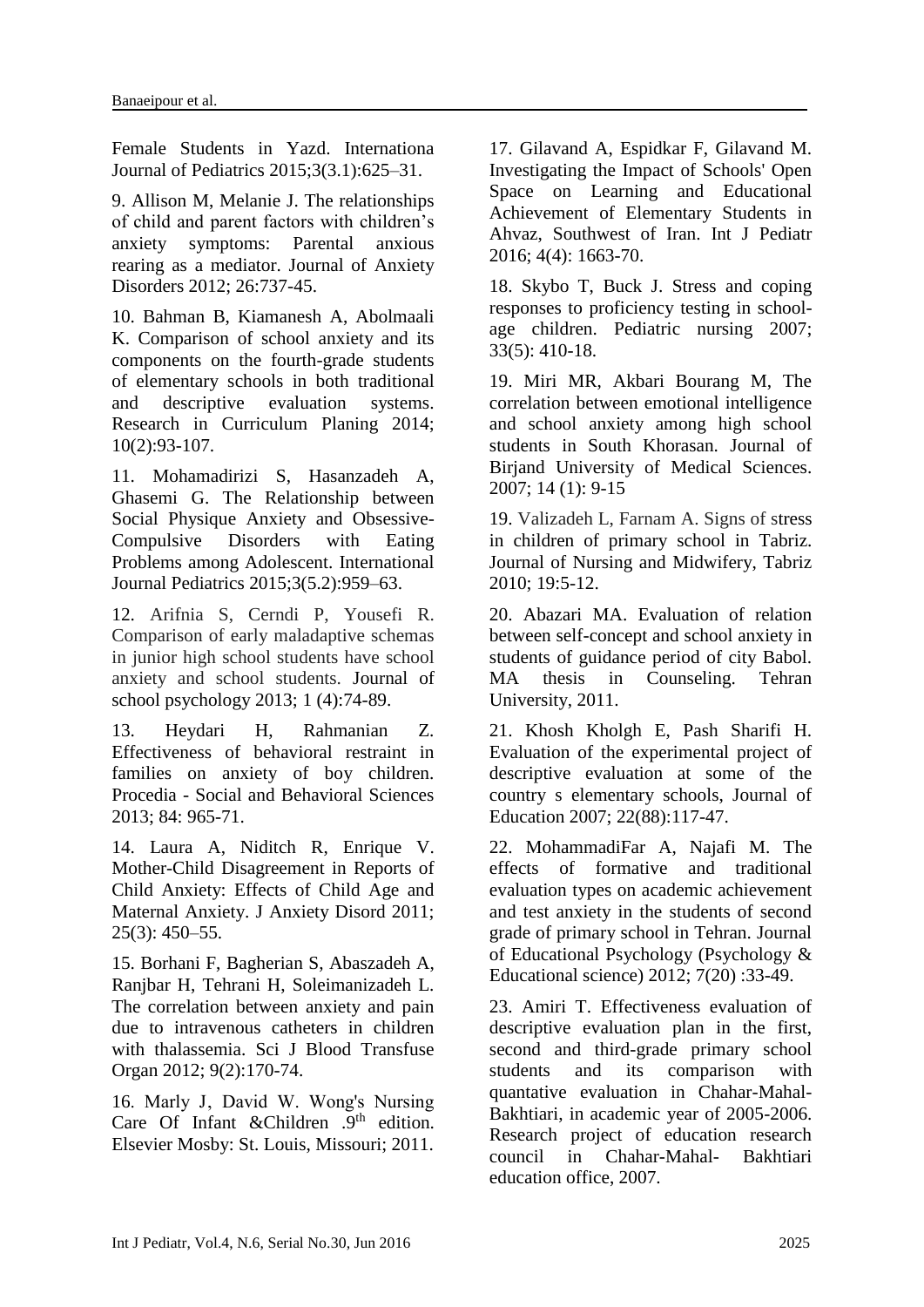Female Students in Yazd. Internationa Journal of Pediatrics 2015;3(3.1):625–31.

9. Allison M, Melanie J. The relationships of child and parent factors with children's anxiety symptoms: Parental anxious rearing as a mediator. Journal of Anxiety Disorders 2012; 26:737-45.

10. Bahman B, Kiamanesh A, Abolmaali K. Comparison of school anxiety and its components on the fourth-grade students of elementary schools in both traditional and descriptive evaluation systems. Research in Curriculum Planing 2014; 10(2):93-107.

11. Mohamadirizi S, Hasanzadeh A, Ghasemi G. The Relationship between Social Physique Anxiety and Obsessive-Compulsive Disorders with Eating Problems among Adolescent. International Journal Pediatrics 2015;3(5.2):959–63.

12. Arifnia S, Cerndi P, Yousefi R. Comparison of early maladaptive schemas in junior high school students have school anxiety and school students. Journal of school psychology 2013; 1 (4):74-89.

13. Heydari H, Rahmanian Z. Effectiveness of behavioral restraint in families on anxiety of boy children. Procedia - Social and Behavioral Sciences 2013; 84: 965-71.

14. Laura A, Niditch R, Enrique V. Mother-Child Disagreement in Reports of Child Anxiety: Effects of Child Age and Maternal Anxiety. J Anxiety Disord 2011; 25(3): 450–55.

15. Borhani F, Bagherian S, Abaszadeh A, Ranjbar H, Tehrani H, Soleimanizadeh L. The correlation between anxiety and pain due to intravenous catheters in children with thalassemia. Sci J Blood Transfuse Organ 2012; 9(2):170-74.

16. Marly J, David W. Wong's Nursing Care Of Infant &Children .9th edition. Elsevier Mosby: St. Louis, Missouri; 2011.

17. Gilavand A, Espidkar F, Gilavand M. Investigating the Impact of Schools' Open Space on Learning and Educational Achievement of Elementary Students in Ahvaz, Southwest of Iran. Int J Pediatr 2016; 4(4): 1663-70.

18. Skybo T, Buck J. Stress and coping responses to proficiency testing in school-age children. Pediatric nursing 2007; 33(5): 410-18.

19. Miri MR, Akbari Bourang M, The correlation between emotional intelligence and school anxiety among high school students in South Khorasan. Journal of Birjand University of Medical Sciences. 2007; 14 (1): 9-15

19. Valizadeh L, Farnam A. Signs of stress in children of primary school in Tabriz. Journal of Nursing and Midwifery, Tabriz 2010; 19:5-12.

20. Abazari MA. Evaluation of relation between self-concept and school anxiety in students of guidance period of city Babol. MA thesis in Counseling. Tehran University, 2011.

21. Khosh Kholgh E, Pash Sharifi H. Evaluation of the experimental project of descriptive evaluation at some of the country s elementary schools, Journal of Education 2007; 22(88):117-47.

22. MohammadiFar A, Najafi M. The effects of formative and traditional evaluation types on academic achievement and test anxiety in the students of second grade of primary school in Tehran. Journal of Educational Psychology (Psychology & Educational science) 2012; 7(20) :33-49.

23. Amiri T. Effectiveness evaluation of descriptive evaluation plan in the first, second and third-grade primary school students and its comparison with quantative evaluation in Chahar-Mahal-Bakhtiari, in academic year of 2005-2006. Research project of education research council in Chahar-Mahal- Bakhtiari education office, 2007.